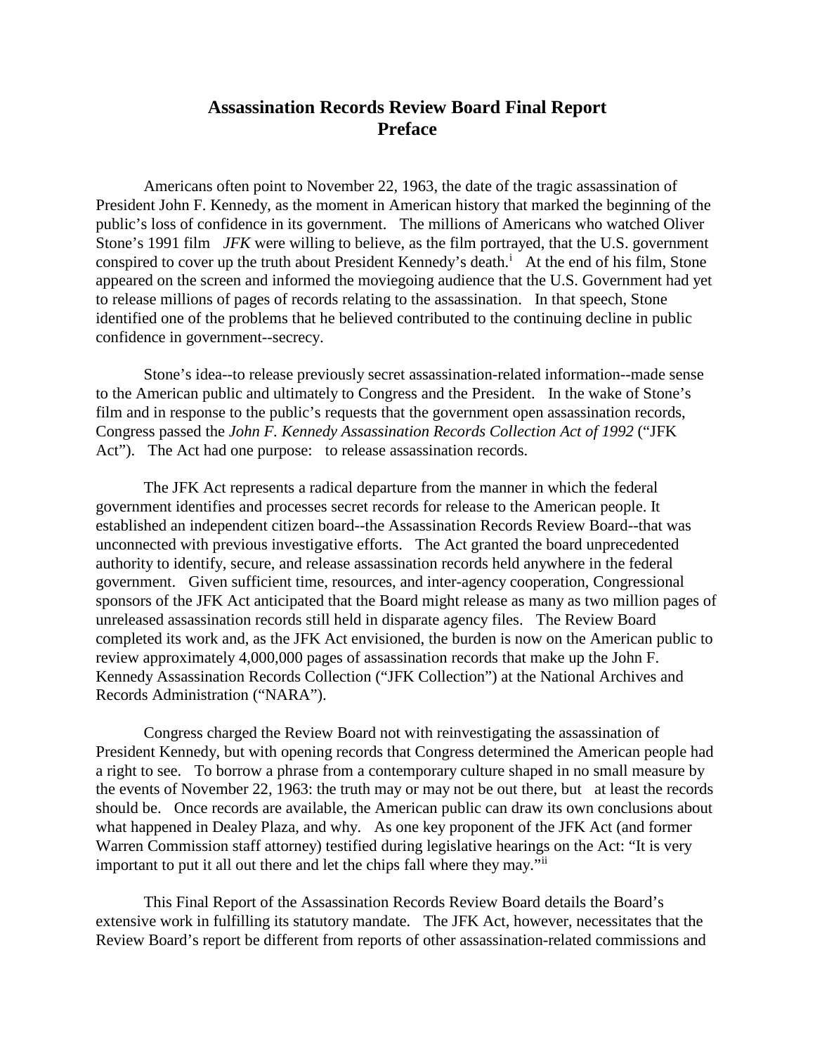# Assassination Records Review Board Final Report
## Preface

Americans often point to November 22, 1963, the date of the tragic assassination of President John F. Kennedy, as the moment in American history that marked the beginning of the public's loss of confidence in its government. The millions of Americans who watched Oliver Stone's 1991 film *JFK* were willing to believe, as the film portrayed, that the U.S. government conspired to cover up the truth about President Kennedy's death.[i] At the end of his film, Stone appeared on the screen and informed the moviegoing audience that the U.S. Government had yet to release millions of pages of records relating to the assassination. In that speech, Stone identified one of the problems that he believed contributed to the continuing decline in public confidence in government--secrecy.

Stone's idea--to release previously secret assassination-related information--made sense to the American public and ultimately to Congress and the President. In the wake of Stone's film and in response to the public's requests that the government open assassination records, Congress passed the *John F. Kennedy Assassination Records Collection Act of 1992* ("JFK Act"). The Act had one purpose: to release assassination records.

The JFK Act represents a radical departure from the manner in which the federal government identifies and processes secret records for release to the American people. It established an independent citizen board--the Assassination Records Review Board--that was unconnected with previous investigative efforts. The Act granted the board unprecedented authority to identify, secure, and release assassination records held anywhere in the federal government. Given sufficient time, resources, and inter-agency cooperation, Congressional sponsors of the JFK Act anticipated that the Board might release as many as two million pages of unreleased assassination records still held in disparate agency files. The Review Board completed its work and, as the JFK Act envisioned, the burden is now on the American public to review approximately 4,000,000 pages of assassination records that make up the John F. Kennedy Assassination Records Collection ("JFK Collection") at the National Archives and Records Administration ("NARA").

Congress charged the Review Board not with reinvestigating the assassination of President Kennedy, but with opening records that Congress determined the American people had a right to see. To borrow a phrase from a contemporary culture shaped in no small measure by the events of November 22, 1963: the truth may or may not be out there, but at least the records should be. Once records are available, the American public can draw its own conclusions about what happened in Dealey Plaza, and why. As one key proponent of the JFK Act (and former Warren Commission staff attorney) testified during legislative hearings on the Act: "It is very important to put it all out there and let the chips fall where they may."[ii]

This Final Report of the Assassination Records Review Board details the Board's extensive work in fulfilling its statutory mandate. The JFK Act, however, necessitates that the Review Board's report be different from reports of other assassination-related commissions and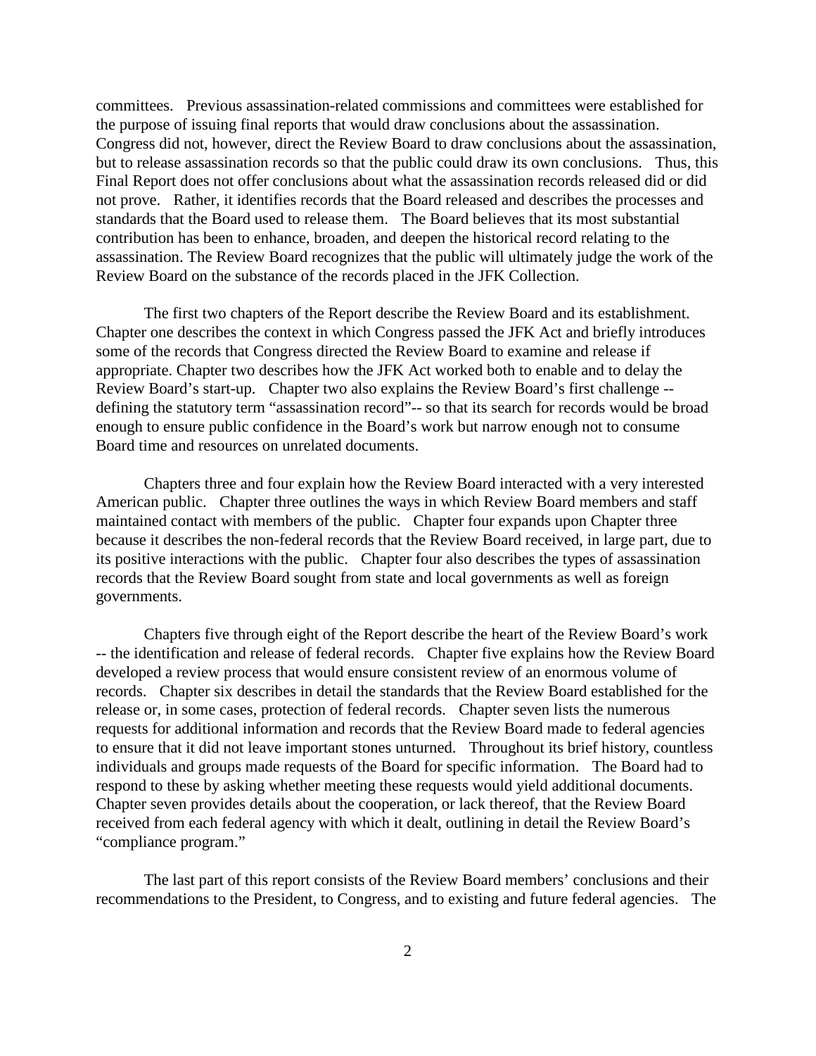committees. Previous assassination-related commissions and committees were established for the purpose of issuing final reports that would draw conclusions about the assassination. Congress did not, however, direct the Review Board to draw conclusions about the assassination, but to release assassination records so that the public could draw its own conclusions. Thus, this Final Report does not offer conclusions about what the assassination records released did or did not prove. Rather, it identifies records that the Board released and describes the processes and standards that the Board used to release them. The Board believes that its most substantial contribution has been to enhance, broaden, and deepen the historical record relating to the assassination. The Review Board recognizes that the public will ultimately judge the work of the Review Board on the substance of the records placed in the JFK Collection.

The first two chapters of the Report describe the Review Board and its establishment. Chapter one describes the context in which Congress passed the JFK Act and briefly introduces some of the records that Congress directed the Review Board to examine and release if appropriate. Chapter two describes how the JFK Act worked both to enable and to delay the Review Board's start-up. Chapter two also explains the Review Board's first challenge -- defining the statutory term "assassination record"-- so that its search for records would be broad enough to ensure public confidence in the Board's work but narrow enough not to consume Board time and resources on unrelated documents.

Chapters three and four explain how the Review Board interacted with a very interested American public. Chapter three outlines the ways in which Review Board members and staff maintained contact with members of the public. Chapter four expands upon Chapter three because it describes the non-federal records that the Review Board received, in large part, due to its positive interactions with the public. Chapter four also describes the types of assassination records that the Review Board sought from state and local governments as well as foreign governments.

Chapters five through eight of the Report describe the heart of the Review Board's work -- the identification and release of federal records. Chapter five explains how the Review Board developed a review process that would ensure consistent review of an enormous volume of records. Chapter six describes in detail the standards that the Review Board established for the release or, in some cases, protection of federal records. Chapter seven lists the numerous requests for additional information and records that the Review Board made to federal agencies to ensure that it did not leave important stones unturned. Throughout its brief history, countless individuals and groups made requests of the Board for specific information. The Board had to respond to these by asking whether meeting these requests would yield additional documents. Chapter seven provides details about the cooperation, or lack thereof, that the Review Board received from each federal agency with which it dealt, outlining in detail the Review Board's "compliance program."

The last part of this report consists of the Review Board members' conclusions and their recommendations to the President, to Congress, and to existing and future federal agencies. The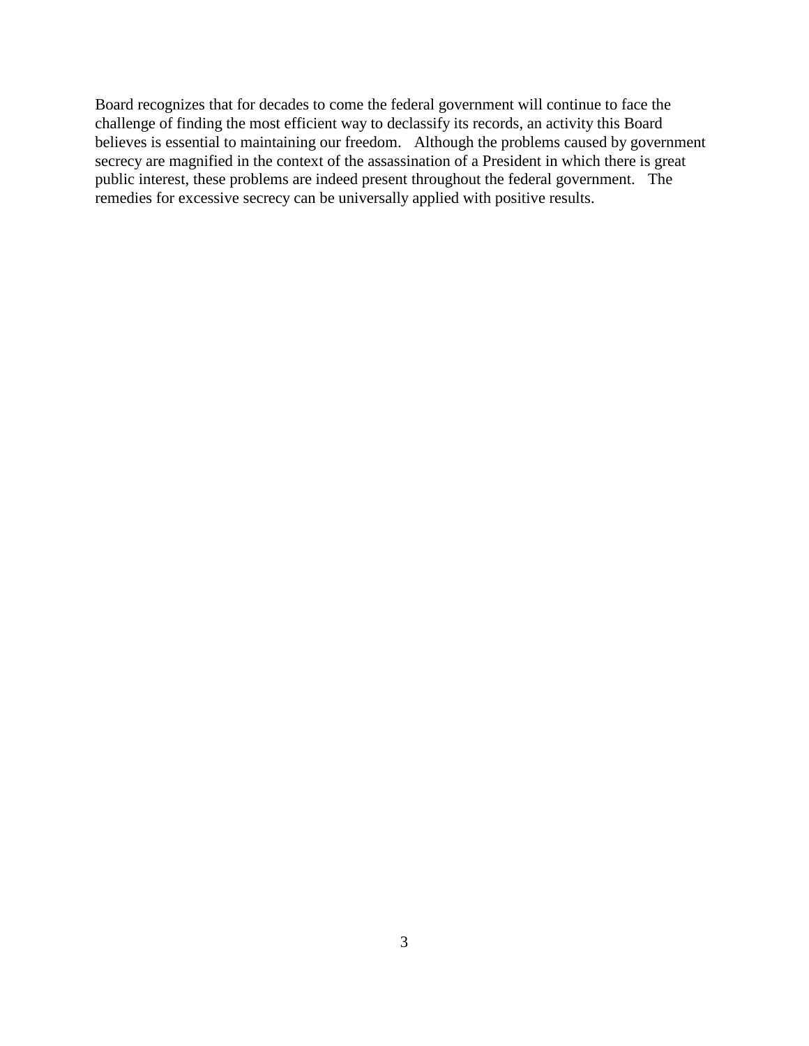Board recognizes that for decades to come the federal government will continue to face the challenge of finding the most efficient way to declassify its records, an activity this Board believes is essential to maintaining our freedom. Although the problems caused by government secrecy are magnified in the context of the assassination of a President in which there is great public interest, these problems are indeed present throughout the federal government. The remedies for excessive secrecy can be universally applied with positive results.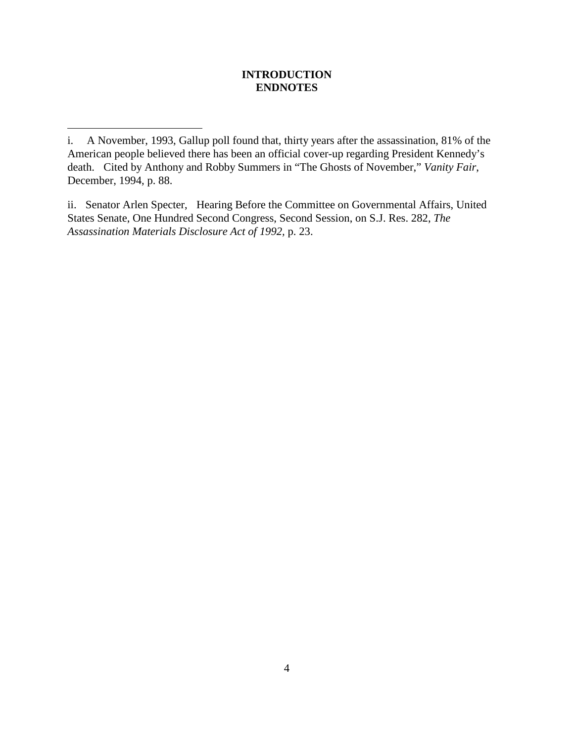# INTRODUCTION ENDNOTES

---

i. A November, 1993, Gallup poll found that, thirty years after the assassination, 81% of the American people believed there has been an official cover-up regarding President Kennedy's death. Cited by Anthony and Robby Summers in "The Ghosts of November," *Vanity Fair*, December, 1994, p. 88.

ii. Senator Arlen Specter, Hearing Before the Committee on Governmental Affairs, United States Senate, One Hundred Second Congress, Second Session, on S.J. Res. 282, *The Assassination Materials Disclosure Act of 1992,* p. 23.